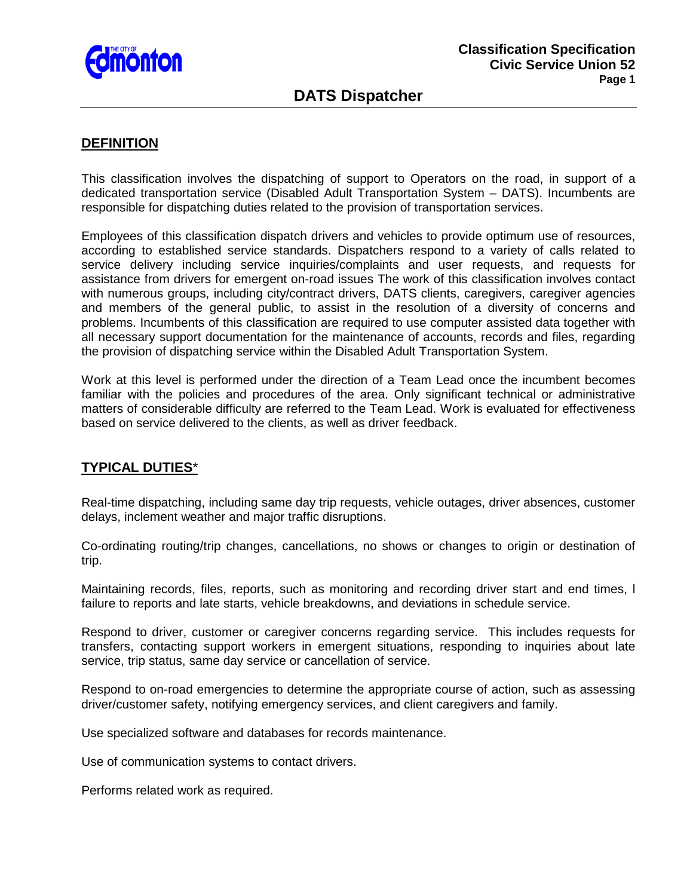# DATS Dispatcher

Classification Specification
Civic Service Union 52

## DEFINITION

This classification involves the dispatching of support to Operators on the road, in support of a dedicated transportation service (Disabled Adult Transportation System – DATS). Incumbents are responsible for dispatching duties related to the provision of transportation services.

Employees of this classification dispatch drivers and vehicles to provide optimum use of resources, according to established service standards. Dispatchers respond to a variety of calls related to service delivery including service inquiries/complaints and user requests, and requests for assistance from drivers for emergent on-road issues The work of this classification involves contact with numerous groups, including city/contract drivers, DATS clients, caregivers, caregiver agencies and members of the general public, to assist in the resolution of a diversity of concerns and problems. Incumbents of this classification are required to use computer assisted data together with all necessary support documentation for the maintenance of accounts, records and files, regarding the provision of dispatching service within the Disabled Adult Transportation System.

Work at this level is performed under the direction of a Team Lead once the incumbent becomes familiar with the policies and procedures of the area. Only significant technical or administrative matters of considerable difficulty are referred to the Team Lead. Work is evaluated for effectiveness based on service delivered to the clients, as well as driver feedback.

## TYPICAL DUTIES*

Real-time dispatching, including same day trip requests, vehicle outages, driver absences, customer delays, inclement weather and major traffic disruptions.

Co-ordinating routing/trip changes, cancellations, no shows or changes to origin or destination of trip.

Maintaining records, files, reports, such as monitoring and recording driver start and end times, l failure to reports and late starts, vehicle breakdowns, and deviations in schedule service.

Respond to driver, customer or caregiver concerns regarding service. This includes requests for transfers, contacting support workers in emergent situations, responding to inquiries about late service, trip status, same day service or cancellation of service.

Respond to on-road emergencies to determine the appropriate course of action, such as assessing driver/customer safety, notifying emergency services, and client caregivers and family.

Use specialized software and databases for records maintenance.

Use of communication systems to contact drivers.

Performs related work as required.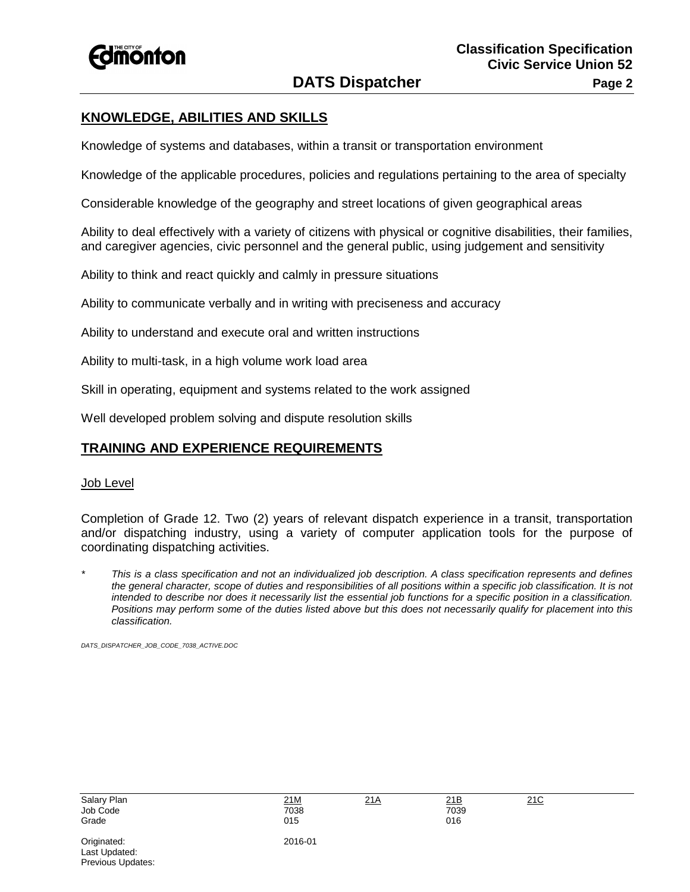## KNOWLEDGE, ABILITIES AND SKILLS

Knowledge of systems and databases, within a transit or transportation environment

Knowledge of the applicable procedures, policies and regulations pertaining to the area of specialty

Considerable knowledge of the geography and street locations of given geographical areas

Ability to deal effectively with a variety of citizens with physical or cognitive disabilities, their families, and caregiver agencies, civic personnel and the general public, using judgement and sensitivity

Ability to think and react quickly and calmly in pressure situations

Ability to communicate verbally and in writing with preciseness and accuracy

Ability to understand and execute oral and written instructions

Ability to multi-task, in a high volume work load area

Skill in operating, equipment and systems related to the work assigned

Well developed problem solving and dispute resolution skills

## TRAINING AND EXPERIENCE REQUIREMENTS

Job Level

Completion of Grade 12. Two (2) years of relevant dispatch experience in a transit, transportation and/or dispatching industry, using a variety of computer application tools for the purpose of coordinating dispatching activities.

\* *This is a class specification and not an individualized job description. A class specification represents and defines the general character, scope of duties and responsibilities of all positions within a specific job classification. It is not intended to describe nor does it necessarily list the essential job functions for a specific position in a classification. Positions may perform some of the duties listed above but this does not necessarily qualify for placement into this classification.*

*DATS_DISPATCHER_JOB_CODE_7038_ACTIVE.DOC*

| Salary Plan | 21M | 21A | 21B | 21C |
|---|---|---|---|---|
| Job Code | 7038 | | 7039 | |
| Grade | 015 | | 016 | |

Originated: 2016-01
Last Updated:
Previous Updates: